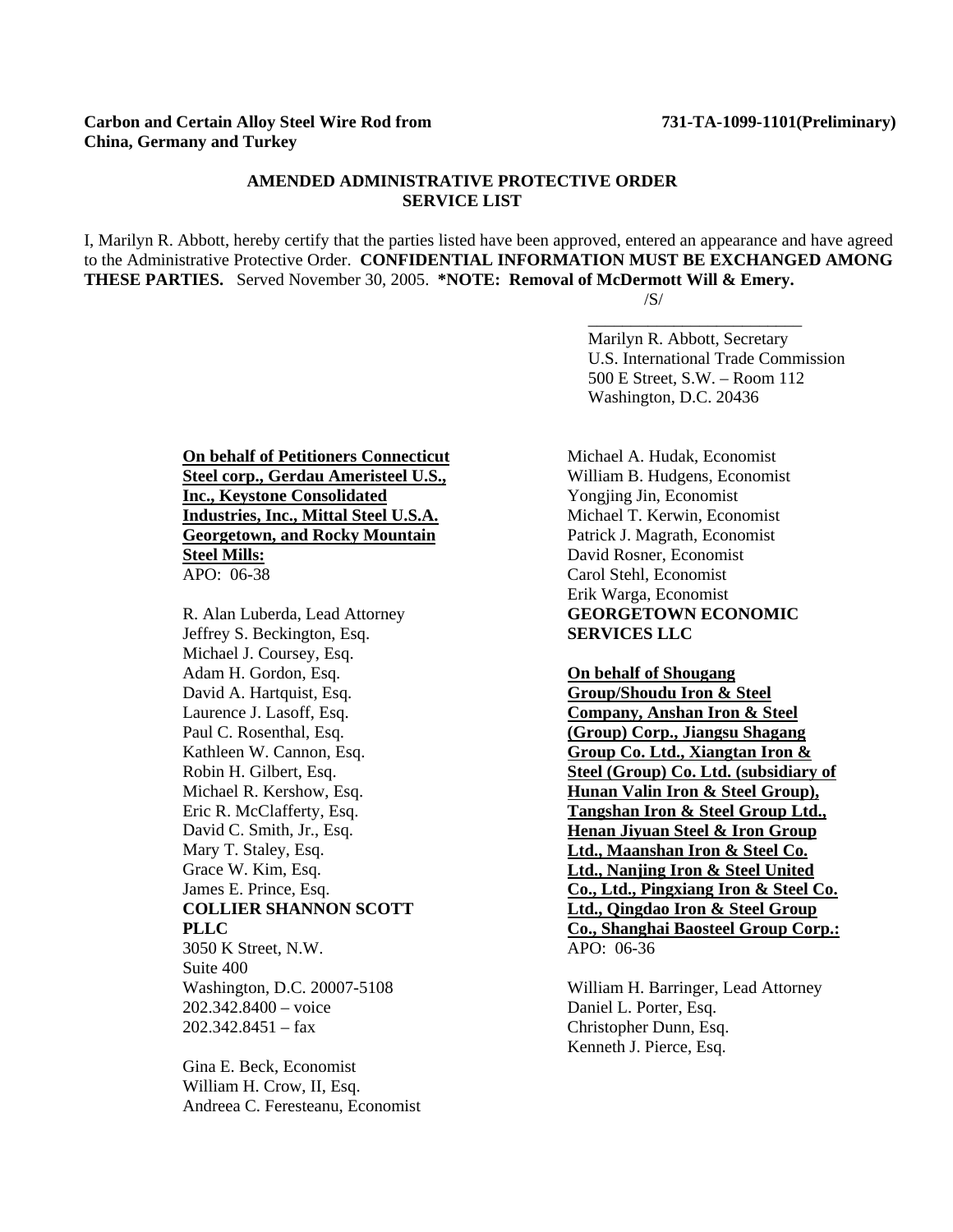**Carbon and Certain Alloy Steel Wire Rod from China, Germany and Turkey**

**731-TA-1099-1101(Preliminary)**

**AMENDED ADMINISTRATIVE PROTECTIVE ORDER SERVICE LIST**

I, Marilyn R. Abbott, hereby certify that the parties listed have been approved, entered an appearance and have agreed to the Administrative Protective Order. **CONFIDENTIAL INFORMATION MUST BE EXCHANGED AMONG THESE PARTIES.** Served November 30, 2005. ***NOTE: Removal of McDermott Will & Emery.**

/S/

Marilyn R. Abbott, Secretary
U.S. International Trade Commission
500 E Street, S.W. – Room 112
Washington, D.C. 20436

**On behalf of Petitioners Connecticut Steel corp., Gerdau Ameristeel U.S., Inc., Keystone Consolidated Industries, Inc., Mittal Steel U.S.A. Georgetown, and Rocky Mountain Steel Mills:**
APO: 06-38

R. Alan Luberda, Lead Attorney
Jeffrey S. Beckington, Esq.
Michael J. Coursey, Esq.
Adam H. Gordon, Esq.
David A. Hartquist, Esq.
Laurence J. Lasoff, Esq.
Paul C. Rosenthal, Esq.
Kathleen W. Cannon, Esq.
Robin H. Gilbert, Esq.
Michael R. Kershow, Esq.
Eric R. McClafferty, Esq.
David C. Smith, Jr., Esq.
Mary T. Staley, Esq.
Grace W. Kim, Esq.
James E. Prince, Esq.
**COLLIER SHANNON SCOTT PLLC**
3050 K Street, N.W.
Suite 400
Washington, D.C. 20007-5108
202.342.8400 – voice
202.342.8451 – fax

Gina E. Beck, Economist
William H. Crow, II, Esq.
Andreea C. Feresteanu, Economist
Michael A. Hudak, Economist
William B. Hudgens, Economist
Yongjing Jin, Economist
Michael T. Kerwin, Economist
Patrick J. Magrath, Economist
David Rosner, Economist
Carol Stehl, Economist
Erik Warga, Economist
**GEORGETOWN ECONOMIC SERVICES LLC**

**On behalf of Shougang Group/Shoudu Iron & Steel Company, Anshan Iron & Steel (Group) Corp., Jiangsu Shagang Group Co. Ltd., Xiangtan Iron & Steel (Group) Co. Ltd. (subsidiary of Hunan Valin Iron & Steel Group), Tangshan Iron & Steel Group Ltd., Henan Jiyuan Steel & Iron Group Ltd., Maanshan Iron & Steel Co. Ltd., Nanjing Iron & Steel United Co., Ltd., Pingxiang Iron & Steel Co. Ltd., Qingdao Iron & Steel Group Co., Shanghai Baosteel Group Corp.:**
APO: 06-36

William H. Barringer, Lead Attorney
Daniel L. Porter, Esq.
Christopher Dunn, Esq.
Kenneth J. Pierce, Esq.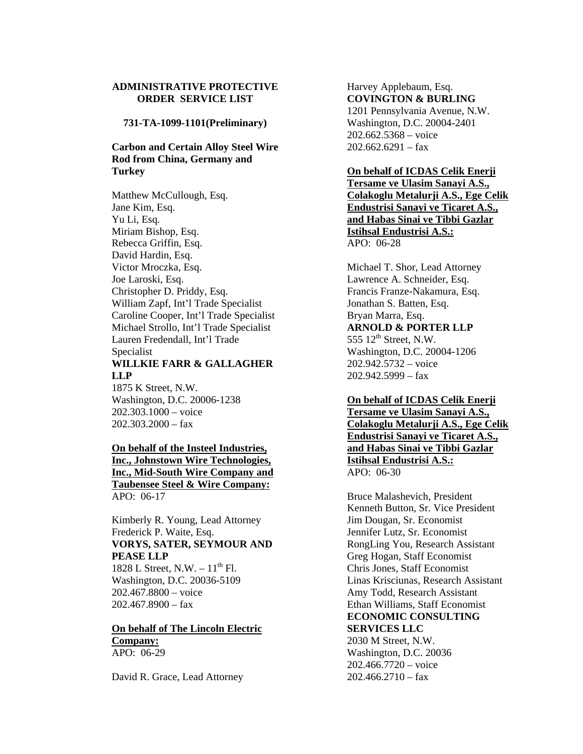**ADMINISTRATIVE PROTECTIVE ORDER SERVICE LIST**

**731-TA-1099-1101(Preliminary)**

**Carbon and Certain Alloy Steel Wire Rod from China, Germany and Turkey**

Matthew McCullough, Esq.
Jane Kim, Esq.
Yu Li, Esq.
Miriam Bishop, Esq.
Rebecca Griffin, Esq.
David Hardin, Esq.
Victor Mroczka, Esq.
Joe Laroski, Esq.
Christopher D. Priddy, Esq.
William Zapf, Int'l Trade Specialist
Caroline Cooper, Int'l Trade Specialist
Michael Strollo, Int'l Trade Specialist
Lauren Fredendall, Int'l Trade Specialist
**WILLKIE FARR & GALLAGHER LLP**
1875 K Street, N.W.
Washington, D.C. 20006-1238
202.303.1000 – voice
202.303.2000 – fax

**On behalf of the Insteel Industries, Inc., Johnstown Wire Technologies, Inc., Mid-South Wire Company and Taubensee Steel & Wire Company:**
APO: 06-17

Kimberly R. Young, Lead Attorney
Frederick P. Waite, Esq.
**VORYS, SATER, SEYMOUR AND PEASE LLP**
1828 L Street, N.W. – 11th Fl.
Washington, D.C. 20036-5109
202.467.8800 – voice
202.467.8900 – fax

**On behalf of The Lincoln Electric Company:**
APO: 06-29

David R. Grace, Lead Attorney
Harvey Applebaum, Esq.
**COVINGTON & BURLING**
1201 Pennsylvania Avenue, N.W.
Washington, D.C. 20004-2401
202.662.5368 – voice
202.662.6291 – fax

**On behalf of ICDAS Celik Enerji Tersame ve Ulasim Sanayi A.S., Colakoglu Metalurji A.S., Ege Celik Endustrisi Sanayi ve Ticaret A.S., and Habas Sinai ve Tibbi Gazlar Istihsal Endustrisi A.S.:**
APO: 06-28

Michael T. Shor, Lead Attorney
Lawrence A. Schneider, Esq.
Francis Franze-Nakamura, Esq.
Jonathan S. Batten, Esq.
Bryan Marra, Esq.
**ARNOLD & PORTER LLP**
555 12th Street, N.W.
Washington, D.C. 20004-1206
202.942.5732 – voice
202.942.5999 – fax

**On behalf of ICDAS Celik Enerji Tersame ve Ulasim Sanayi A.S., Colakoglu Metalurji A.S., Ege Celik Endustrisi Sanayi ve Ticaret A.S., and Habas Sinai ve Tibbi Gazlar Istihsal Endustrisi A.S.:**
APO: 06-30

Bruce Malashevich, President
Kenneth Button, Sr. Vice President
Jim Dougan, Sr. Economist
Jennifer Lutz, Sr. Economist
RongLing You, Research Assistant
Greg Hogan, Staff Economist
Chris Jones, Staff Economist
Linas Krisciunas, Research Assistant
Amy Todd, Research Assistant
Ethan Williams, Staff Economist
**ECONOMIC CONSULTING SERVICES LLC**
2030 M Street, N.W.
Washington, D.C. 20036
202.466.7720 – voice
202.466.2710 – fax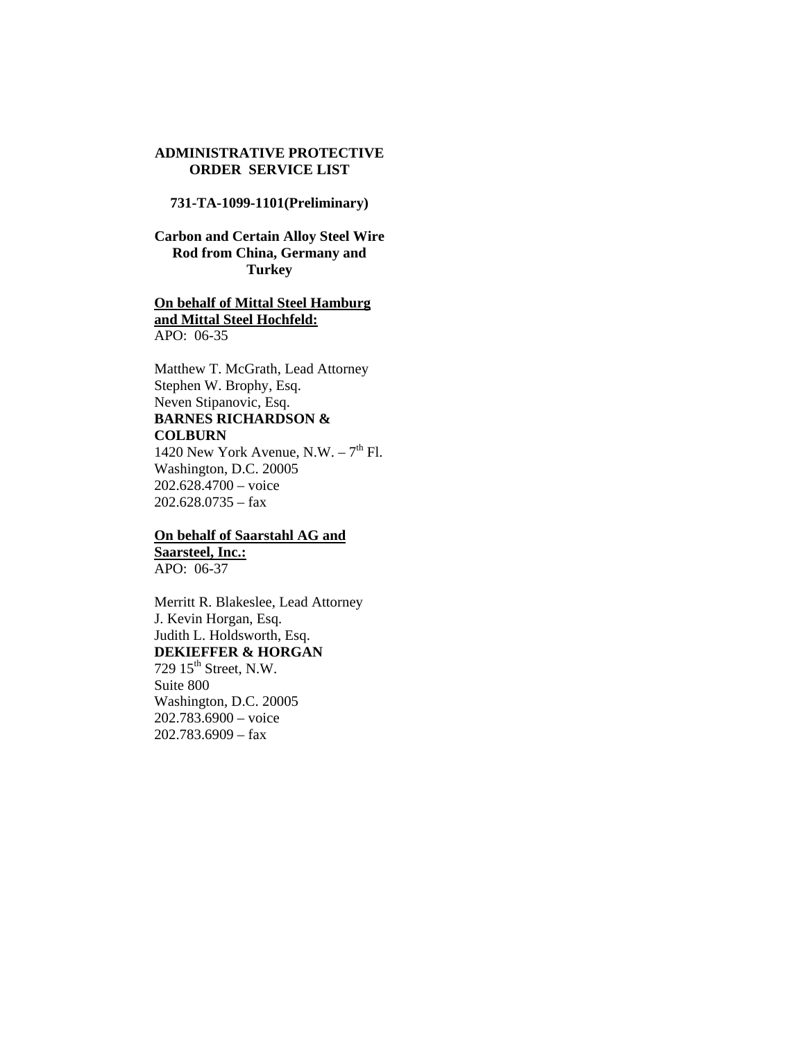**ADMINISTRATIVE PROTECTIVE ORDER SERVICE LIST**

**731-TA-1099-1101(Preliminary)**

**Carbon and Certain Alloy Steel Wire Rod from China, Germany and Turkey**

**<u>On behalf of Mittal Steel Hamburg and Mittal Steel Hochfeld:</u>**
APO: 06-35

Matthew T. McGrath, Lead Attorney
Stephen W. Brophy, Esq.
Neven Stipanovic, Esq.
**BARNES RICHARDSON & COLBURN**
1420 New York Avenue, N.W. – 7th Fl.
Washington, D.C. 20005
202.628.4700 – voice
202.628.0735 – fax

**<u>On behalf of Saarstahl AG and Saarsteel, Inc.:</u>**
APO: 06-37

Merritt R. Blakeslee, Lead Attorney
J. Kevin Horgan, Esq.
Judith L. Holdsworth, Esq.
**DEKIEFFER & HORGAN**
729 15th Street, N.W.
Suite 800
Washington, D.C. 20005
202.783.6900 – voice
202.783.6909 – fax